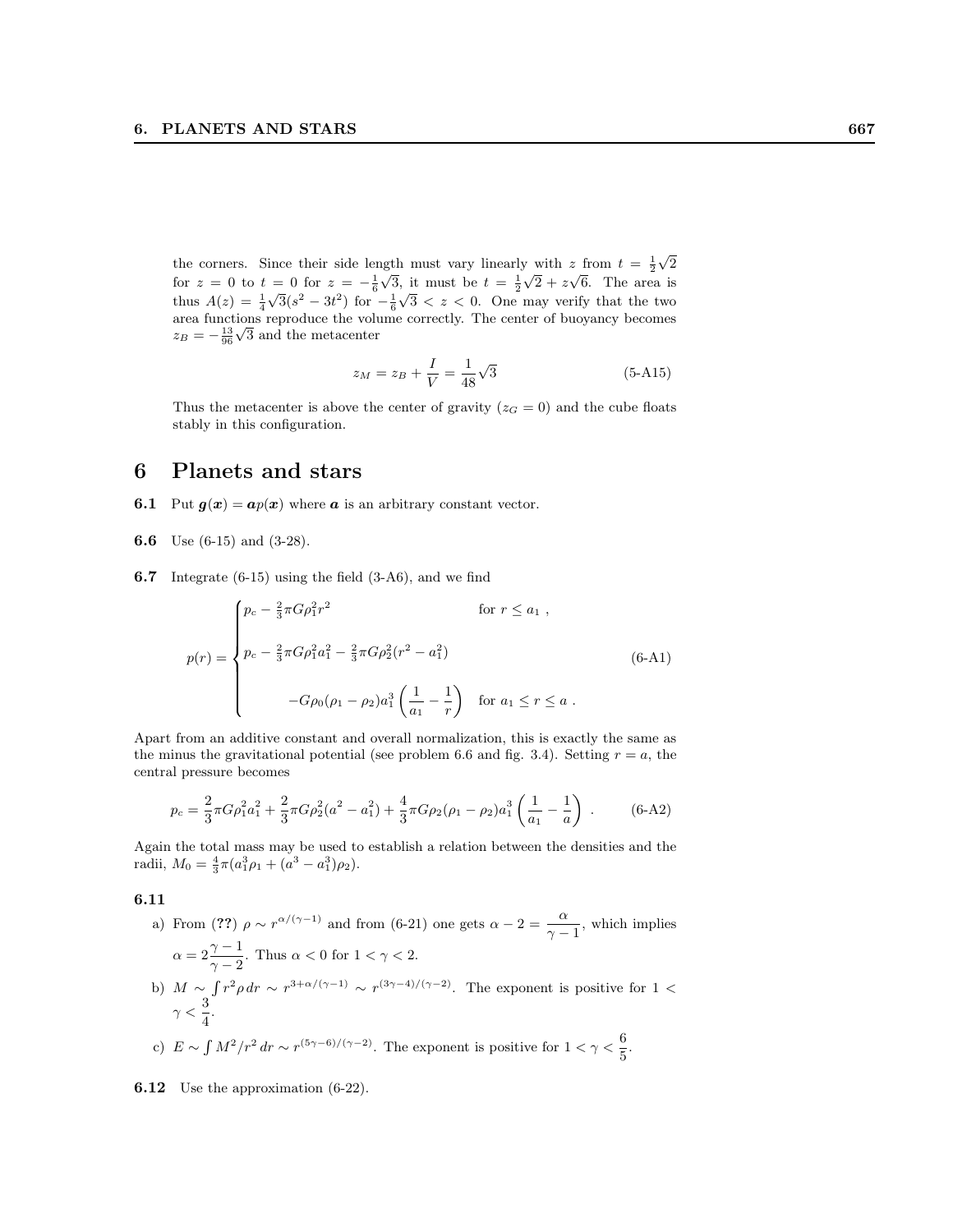the corners. Since their side length must vary linearly with $z$ from $t = \frac{1}{2}\sqrt{2}$ for $z = 0$ to $t = 0$ for $z = -\frac{1}{6}\sqrt{3}$, it must be $t = \frac{1}{2}\sqrt{2} + z\sqrt{6}$. The area is thus $A(z) = \frac{1}{4}\sqrt{3}(s^2 - 3t^2)$ for $-\frac{1}{6}\sqrt{3} < z < 0$. One may verify that the two area functions reproduce the volume correctly. The center of buoyancy becomes $z_B = -\frac{13}{96}\sqrt{3}$ and the metacenter

$$z_M = z_B + \frac{I}{V} = \frac{1}{48}\sqrt{3} \tag{5-A15}$$

Thus the metacenter is above the center of gravity ($z_G = 0$) and the cube floats stably in this configuration.

# 6 Planets and stars

**6.1** Put $\boldsymbol{g}(\boldsymbol{x}) = \boldsymbol{a}p(\boldsymbol{x})$ where $\boldsymbol{a}$ is an arbitrary constant vector.

**6.6** Use (6-15) and (3-28).

**6.7** Integrate (6-15) using the field (3-A6), and we find

$$p(r) = \begin{cases} p_c - \frac{2}{3}\pi G\rho_1^2 r^2 & \text{for } r \leq a_1 \ , \\ p_c - \frac{2}{3}\pi G\rho_1^2 a_1^2 - \frac{2}{3}\pi G\rho_2^2(r^2 - a_1^2) & \\ \qquad -G\rho_0(\rho_1 - \rho_2)a_1^3\left(\frac{1}{a_1} - \frac{1}{r}\right) & \text{for } a_1 \leq r \leq a \ . \end{cases} \tag{6-A1}$$

Apart from an additive constant and overall normalization, this is exactly the same as the minus the gravitational potential (see problem 6.6 and fig. 3.4). Setting $r = a$, the central pressure becomes

$$p_c = \frac{2}{3}\pi G\rho_1^2 a_1^2 + \frac{2}{3}\pi G\rho_2^2(a^2 - a_1^2) + \frac{4}{3}\pi G\rho_2(\rho_1 - \rho_2)a_1^3\left(\frac{1}{a_1} - \frac{1}{a}\right) \ . \tag{6-A2}$$

Again the total mass may be used to establish a relation between the densities and the radii, $M_0 = \frac{4}{3}\pi(a_1^3\rho_1 + (a^3 - a_1^3)\rho_2)$.

**6.11**

a) From (**??**) $\rho \sim r^{\alpha/(\gamma-1)}$ and from (6-21) one gets $\alpha - 2 = \dfrac{\alpha}{\gamma - 1}$, which implies $\alpha = 2\dfrac{\gamma - 1}{\gamma - 2}$. Thus $\alpha < 0$ for $1 < \gamma < 2$.

b) $M \sim \int r^2 \rho \, dr \sim r^{3+\alpha/(\gamma-1)} \sim r^{(3\gamma-4)/(\gamma-2)}$. The exponent is positive for $1 < \gamma < \dfrac{3}{4}$.

c) $E \sim \int M^2/r^2 \, dr \sim r^{(5\gamma-6)/(\gamma-2)}$. The exponent is positive for $1 < \gamma < \dfrac{6}{5}$.

**6.12** Use the approximation (6-22).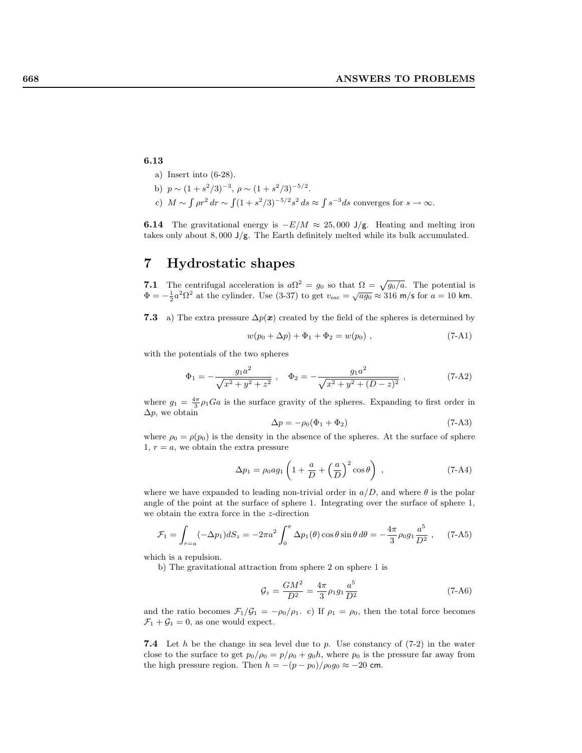**6.13**

a) Insert into (6-28).

b) $p \sim (1 + s^2/3)^{-3}$, $\rho \sim (1 + s^2/3)^{-5/2}$.

c) $M \sim \int \rho r^2 \, dr \sim \int (1 + s^2/3)^{-5/2} s^2 \, ds \approx \int s^{-3} ds$ converges for $s \to \infty$.

**6.14** The gravitational energy is $-E/M \approx 25,000$ J/g. Heating and melting iron takes only about $8,000$ J/g. The Earth definitely melted while its bulk accumulated.

# 7 Hydrostatic shapes

**7.1** The centrifugal acceleration is $a\Omega^2 = g_0$ so that $\Omega = \sqrt{g_0/a}$. The potential is $\Phi = -\frac{1}{2}a^2\Omega^2$ at the cylinder. Use (3-37) to get $v_{\text{esc}} = \sqrt{ag_0} \approx 316$ m/s for $a = 10$ km.

**7.3** a) The extra pressure $\Delta p(\boldsymbol{x})$ created by the field of the spheres is determined by

$$w(p_0 + \Delta p) + \Phi_1 + \Phi_2 = w(p_0) \; , \tag{7-A1}$$

with the potentials of the two spheres

$$\Phi_1 = -\frac{g_1 a^2}{\sqrt{x^2 + y^2 + z^2}} \; , \quad \Phi_2 = -\frac{g_1 a^2}{\sqrt{x^2 + y^2 + (D - z)^2}} \; , \tag{7-A2}$$

where $g_1 = \frac{4\pi}{3}\rho_1 G a$ is the surface gravity of the spheres. Expanding to first order in $\Delta p$, we obtain

$$\Delta p = -\rho_0(\Phi_1 + \Phi_2) \tag{7-A3}$$

where $\rho_0 = \rho(p_0)$ is the density in the absence of the spheres. At the surface of sphere 1, $r = a$, we obtain the extra pressure

$$\Delta p_1 = \rho_0 a g_1 \left(1 + \frac{a}{D} + \left(\frac{a}{D}\right)^2 \cos\theta\right) \; , \tag{7-A4}$$

where we have expanded to leading non-trivial order in $a/D$, and where $\theta$ is the polar angle of the point at the surface of sphere 1. Integrating over the surface of sphere 1, we obtain the extra force in the $z$-direction

$$\mathcal{F}_1 = \int_{r=a} (-\Delta p_1) dS_z = -2\pi a^2 \int_0^\pi \Delta p_1(\theta) \cos\theta \sin\theta \, d\theta = -\frac{4\pi}{3}\rho_0 g_1 \frac{a^5}{D^2} \; , \tag{7-A5}$$

which is a repulsion.

b) The gravitational attraction from sphere 2 on sphere 1 is

$$\mathcal{G}_z = \frac{GM^2}{D^2} = \frac{4\pi}{3}\rho_1 g_1 \frac{a^5}{D^2} \tag{7-A6}$$

and the ratio becomes $\mathcal{F}_1/\mathcal{G}_1 = -\rho_0/\rho_1$. c) If $\rho_1 = \rho_0$, then the total force becomes $\mathcal{F}_1 + \mathcal{G}_1 = 0$, as one would expect.

**7.4** Let $h$ be the change in sea level due to $p$. Use constancy of (7-2) in the water close to the surface to get $p_0/\rho_0 = p/\rho_0 + g_0 h$, where $p_0$ is the pressure far away from the high pressure region. Then $h = -(p - p_0)/\rho_0 g_0 \approx -20$ cm.